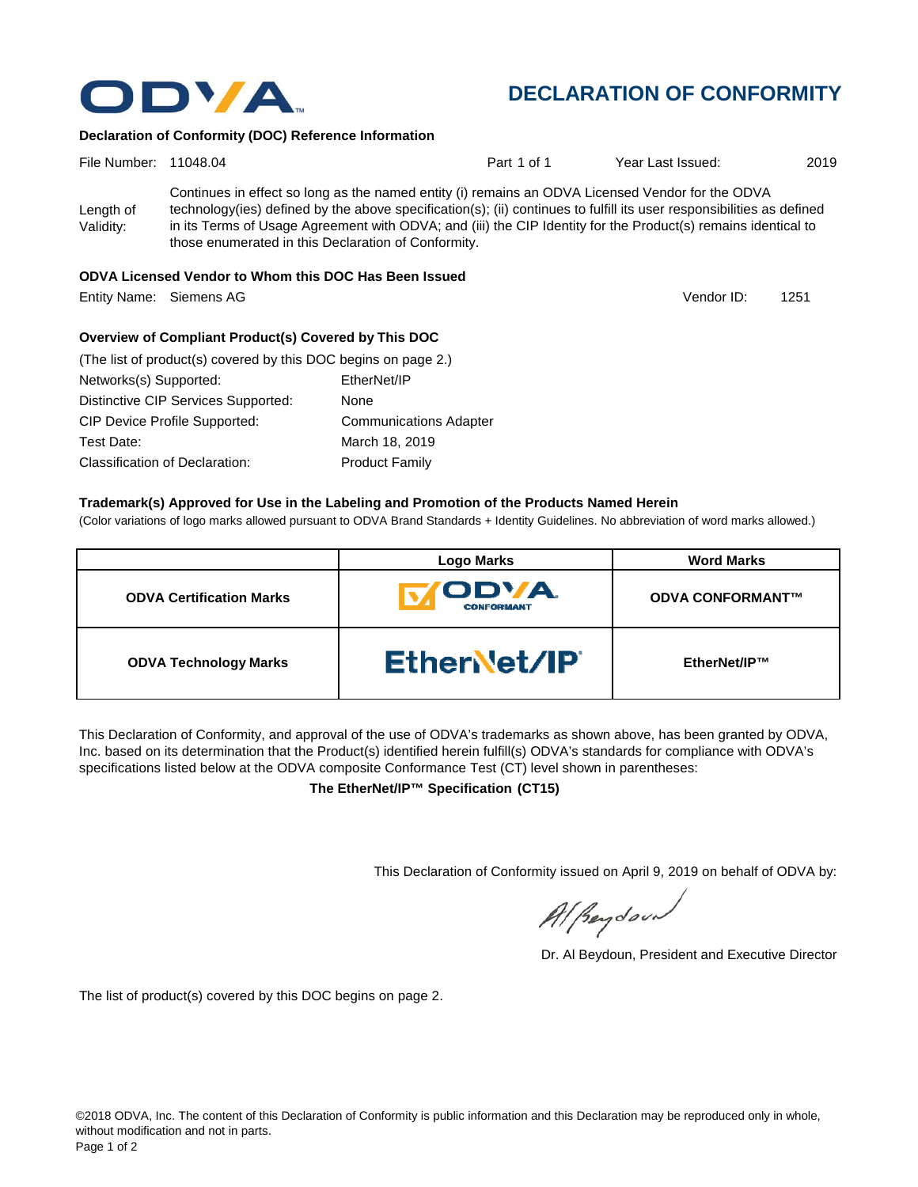# DECLARATION OF CONFORMITY

## Declaration of Conformity (DOC) Reference Information

File Number: 11048.04 | Part 1 of 1 | Year Last Issued: 2019

Length of Validity: Continues in effect so long as the named entity (i) remains an ODVA Licensed Vendor for the ODVA technology(ies) defined by the above specification(s); (ii) continues to fulfill its user responsibilities as defined in its Terms of Usage Agreement with ODVA; and (iii) the CIP Identity for the Product(s) remains identical to those enumerated in this Declaration of Conformity.

## ODVA Licensed Vendor to Whom this DOC Has Been Issued

Entity Name: Siemens AG | Vendor ID: 1251

## Overview of Compliant Product(s) Covered by This DOC

(The list of product(s) covered by this DOC begins on page 2.)

Networks(s) Supported: EtherNet/IP

Distinctive CIP Services Supported: None

CIP Device Profile Supported: Communications Adapter

Test Date: March 18, 2019

Classification of Declaration: Product Family

## Trademark(s) Approved for Use in the Labeling and Promotion of the Products Named Herein

(Color variations of logo marks allowed pursuant to ODVA Brand Standards + Identity Guidelines. No abbreviation of word marks allowed.)

| | Logo Marks | Word Marks |
|---|---|---|
| **ODVA Certification Marks** | ODVA CONFORMANT | **ODVA CONFORMANT™** |
| **ODVA Technology Marks** | EtherNet/IP | **EtherNet/IP™** |

This Declaration of Conformity, and approval of the use of ODVA's trademarks as shown above, has been granted by ODVA, Inc. based on its determination that the Product(s) identified herein fulfill(s) ODVA's standards for compliance with ODVA's specifications listed below at the ODVA composite Conformance Test (CT) level shown in parentheses:

**The EtherNet/IP™ Specification (CT15)**

This Declaration of Conformity issued on April 9, 2019 on behalf of ODVA by:

Dr. Al Beydoun, President and Executive Director

The list of product(s) covered by this DOC begins on page 2.

©2018 ODVA, Inc. The content of this Declaration of Conformity is public information and this Declaration may be reproduced only in whole, without modification and not in parts.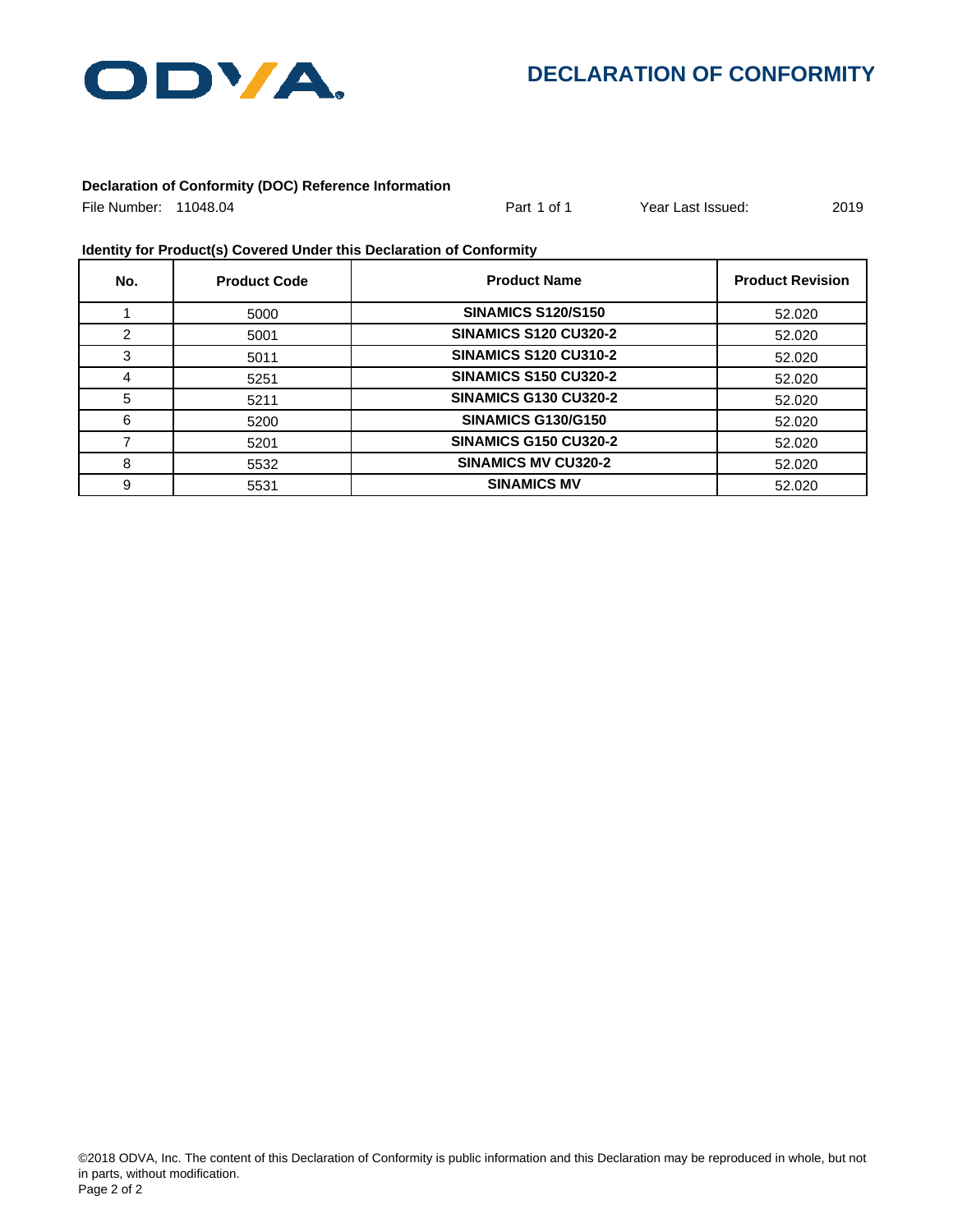# DECLARATION OF CONFORMITY

**Declaration of Conformity (DOC) Reference Information**

File Number: 11048.04 Part 1 of 1 Year Last Issued: 2019

**Identity for Product(s) Covered Under this Declaration of Conformity**

| No. | Product Code | Product Name | Product Revision |
|---|---|---|---|
| 1 | 5000 | **SINAMICS S120/S150** | 52.020 |
| 2 | 5001 | **SINAMICS S120 CU320-2** | 52.020 |
| 3 | 5011 | **SINAMICS S120 CU310-2** | 52.020 |
| 4 | 5251 | **SINAMICS S150 CU320-2** | 52.020 |
| 5 | 5211 | **SINAMICS G130 CU320-2** | 52.020 |
| 6 | 5200 | **SINAMICS G130/G150** | 52.020 |
| 7 | 5201 | **SINAMICS G150 CU320-2** | 52.020 |
| 8 | 5532 | **SINAMICS MV CU320-2** | 52.020 |
| 9 | 5531 | **SINAMICS MV** | 52.020 |

©2018 ODVA, Inc. The content of this Declaration of Conformity is public information and this Declaration may be reproduced in whole, but not in parts, without modification.